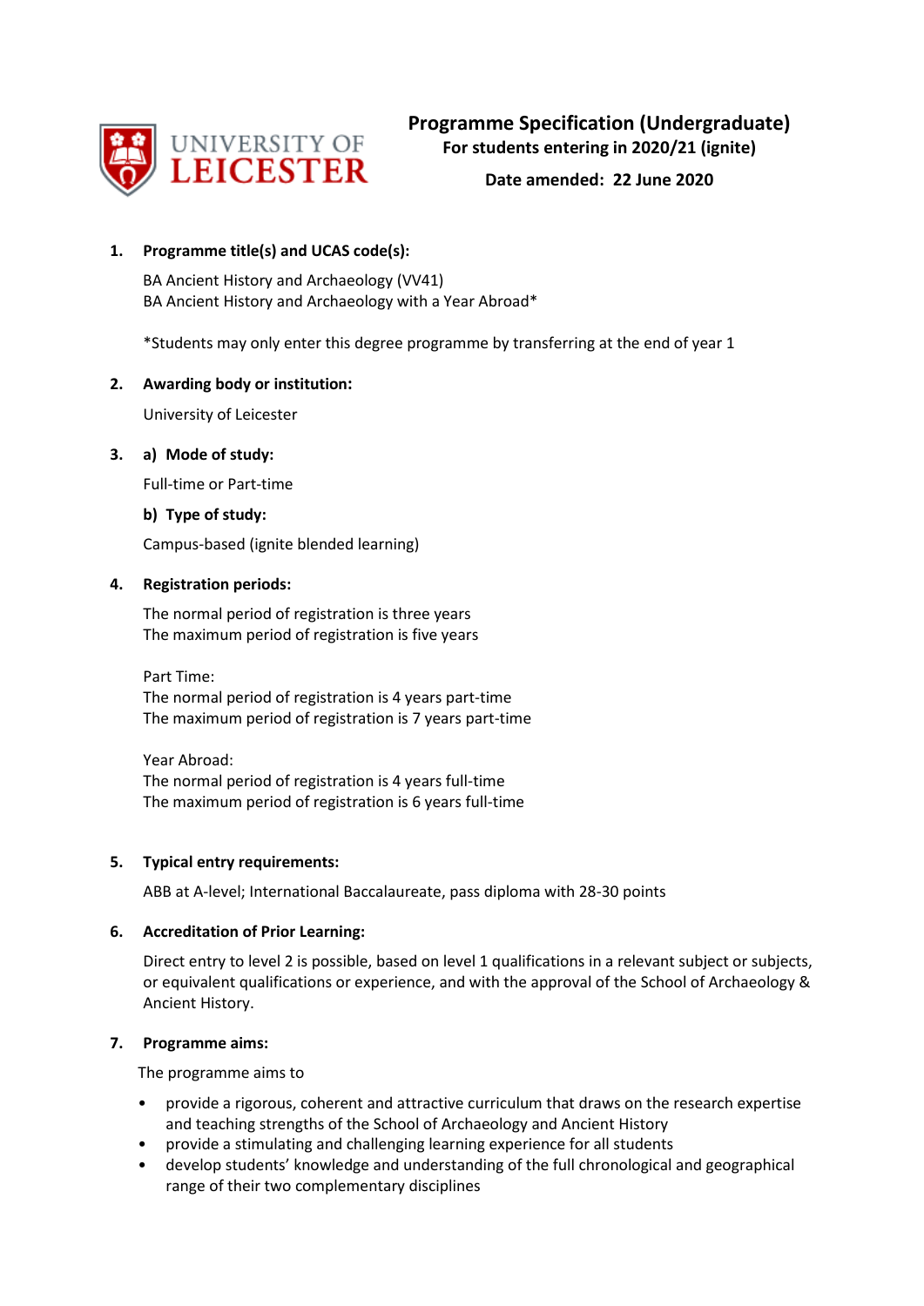# Programme Specification (Undergraduate)

**For students entering in 2020/21 (ignite)**

**Date amended: 22 June 2020**

**1. Programme title(s) and UCAS code(s):**

BA Ancient History and Archaeology (VV41)
BA Ancient History and Archaeology with a Year Abroad*

*Students may only enter this degree programme by transferring at the end of year 1

**2. Awarding body or institution:**

University of Leicester

**3. a) Mode of study:**

Full-time or Part-time

**b) Type of study:**

Campus-based (ignite blended learning)

**4. Registration periods:**

The normal period of registration is three years
The maximum period of registration is five years

Part Time:
The normal period of registration is 4 years part-time
The maximum period of registration is 7 years part-time

Year Abroad:
The normal period of registration is 4 years full-time
The maximum period of registration is 6 years full-time

**5. Typical entry requirements:**

ABB at A-level; International Baccalaureate, pass diploma with 28-30 points

**6. Accreditation of Prior Learning:**

Direct entry to level 2 is possible, based on level 1 qualifications in a relevant subject or subjects, or equivalent qualifications or experience, and with the approval of the School of Archaeology & Ancient History.

**7. Programme aims:**

The programme aims to

- provide a rigorous, coherent and attractive curriculum that draws on the research expertise and teaching strengths of the School of Archaeology and Ancient History
- provide a stimulating and challenging learning experience for all students
- develop students' knowledge and understanding of the full chronological and geographical range of their two complementary disciplines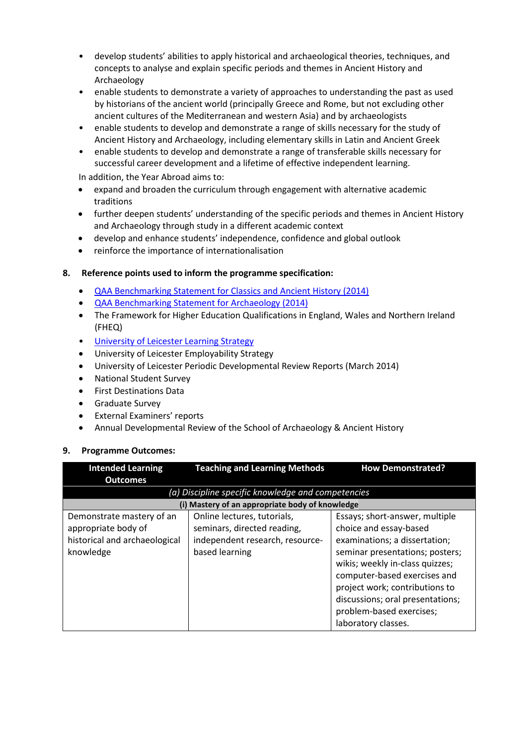- develop students' abilities to apply historical and archaeological theories, techniques, and concepts to analyse and explain specific periods and themes in Ancient History and Archaeology
- enable students to demonstrate a variety of approaches to understanding the past as used by historians of the ancient world (principally Greece and Rome, but not excluding other ancient cultures of the Mediterranean and western Asia) and by archaeologists
- enable students to develop and demonstrate a range of skills necessary for the study of Ancient History and Archaeology, including elementary skills in Latin and Ancient Greek
- enable students to develop and demonstrate a range of transferable skills necessary for successful career development and a lifetime of effective independent learning.

In addition, the Year Abroad aims to:

- expand and broaden the curriculum through engagement with alternative academic traditions
- further deepen students' understanding of the specific periods and themes in Ancient History and Archaeology through study in a different academic context
- develop and enhance students' independence, confidence and global outlook
- reinforce the importance of internationalisation

## 8. Reference points used to inform the programme specification:

- QAA Benchmarking Statement for Classics and Ancient History (2014)
- QAA Benchmarking Statement for Archaeology (2014)
- The Framework for Higher Education Qualifications in England, Wales and Northern Ireland (FHEQ)
- University of Leicester Learning Strategy
- University of Leicester Employability Strategy
- University of Leicester Periodic Developmental Review Reports (March 2014)
- National Student Survey
- First Destinations Data
- Graduate Survey
- External Examiners' reports
- Annual Developmental Review of the School of Archaeology & Ancient History

## 9. Programme Outcomes:

| Intended Learning Outcomes | Teaching and Learning Methods | How Demonstrated? |
|---|---|---|
| *(a) Discipline specific knowledge and competencies* | | |
| **(i) Mastery of an appropriate body of knowledge** | | |
| Demonstrate mastery of an appropriate body of historical and archaeological knowledge | Online lectures, tutorials, seminars, directed reading, independent research, resource-based learning | Essays; short-answer, multiple choice and essay-based examinations; a dissertation; seminar presentations; posters; wikis; weekly in-class quizzes; computer-based exercises and project work; contributions to discussions; oral presentations; problem-based exercises; laboratory classes. |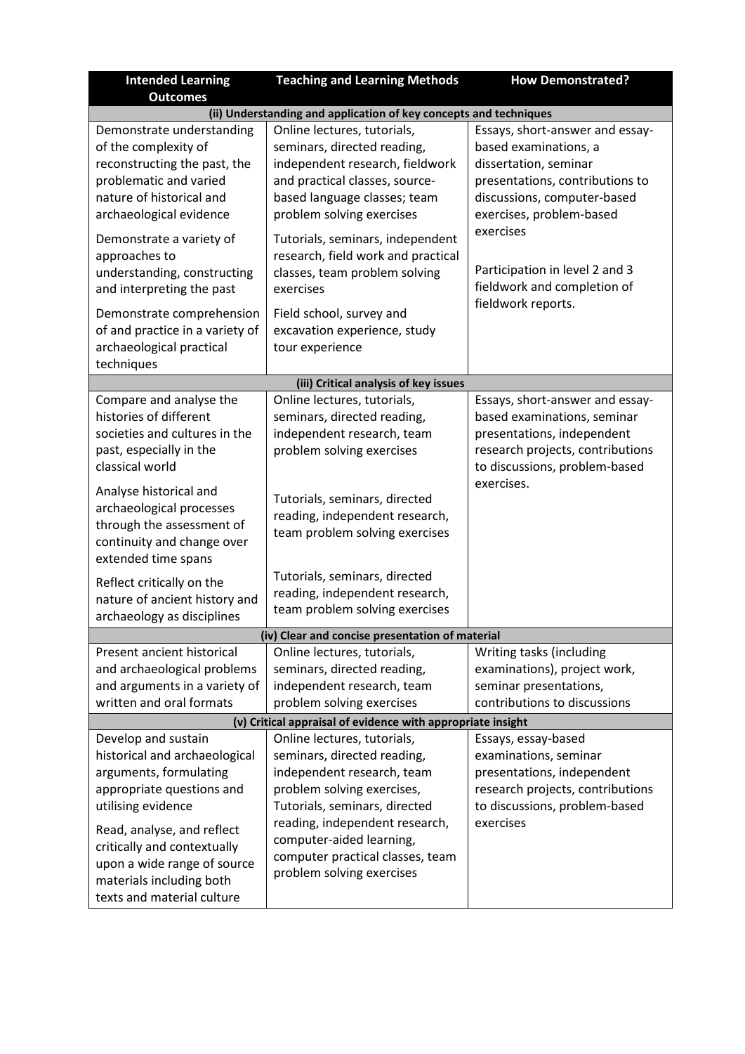| Intended Learning Outcomes | Teaching and Learning Methods | How Demonstrated? |
|---|---|---|
| **(ii) Understanding and application of key concepts and techniques** | | |
| Demonstrate understanding of the complexity of reconstructing the past, the problematic and varied nature of historical and archaeological evidence | Online lectures, tutorials, seminars, directed reading, independent research, fieldwork and practical classes, source-based language classes; team problem solving exercises | Essays, short-answer and essay-based examinations, a dissertation, seminar presentations, contributions to discussions, computer-based exercises, problem-based exercises<br><br>Participation in level 2 and 3 fieldwork and completion of fieldwork reports. |
| Demonstrate a variety of approaches to understanding, constructing and interpreting the past | Tutorials, seminars, independent research, field work and practical classes, team problem solving exercises | |
| Demonstrate comprehension of and practice in a variety of archaeological practical techniques | Field school, survey and excavation experience, study tour experience | |
| **(iii) Critical analysis of key issues** | | |
| Compare and analyse the histories of different societies and cultures in the past, especially in the classical world | Online lectures, tutorials, seminars, directed reading, independent research, team problem solving exercises | Essays, short-answer and essay-based examinations, seminar presentations, independent research projects, contributions to discussions, problem-based exercises. |
| Analyse historical and archaeological processes through the assessment of continuity and change over extended time spans | Tutorials, seminars, directed reading, independent research, team problem solving exercises | |
| Reflect critically on the nature of ancient history and archaeology as disciplines | Tutorials, seminars, directed reading, independent research, team problem solving exercises | |
| **(iv) Clear and concise presentation of material** | | |
| Present ancient historical and archaeological problems and arguments in a variety of written and oral formats | Online lectures, tutorials, seminars, directed reading, independent research, team problem solving exercises | Writing tasks (including examinations), project work, seminar presentations, contributions to discussions |
| **(v) Critical appraisal of evidence with appropriate insight** | | |
| Develop and sustain historical and archaeological arguments, formulating appropriate questions and utilising evidence | Online lectures, tutorials, seminars, directed reading, independent research, team problem solving exercises, | Essays, essay-based examinations, seminar presentations, independent research projects, contributions to discussions, problem-based exercises |
| Read, analyse, and reflect critically and contextually upon a wide range of source materials including both texts and material culture | Tutorials, seminars, directed reading, independent research, computer-aided learning, computer practical classes, team problem solving exercises | |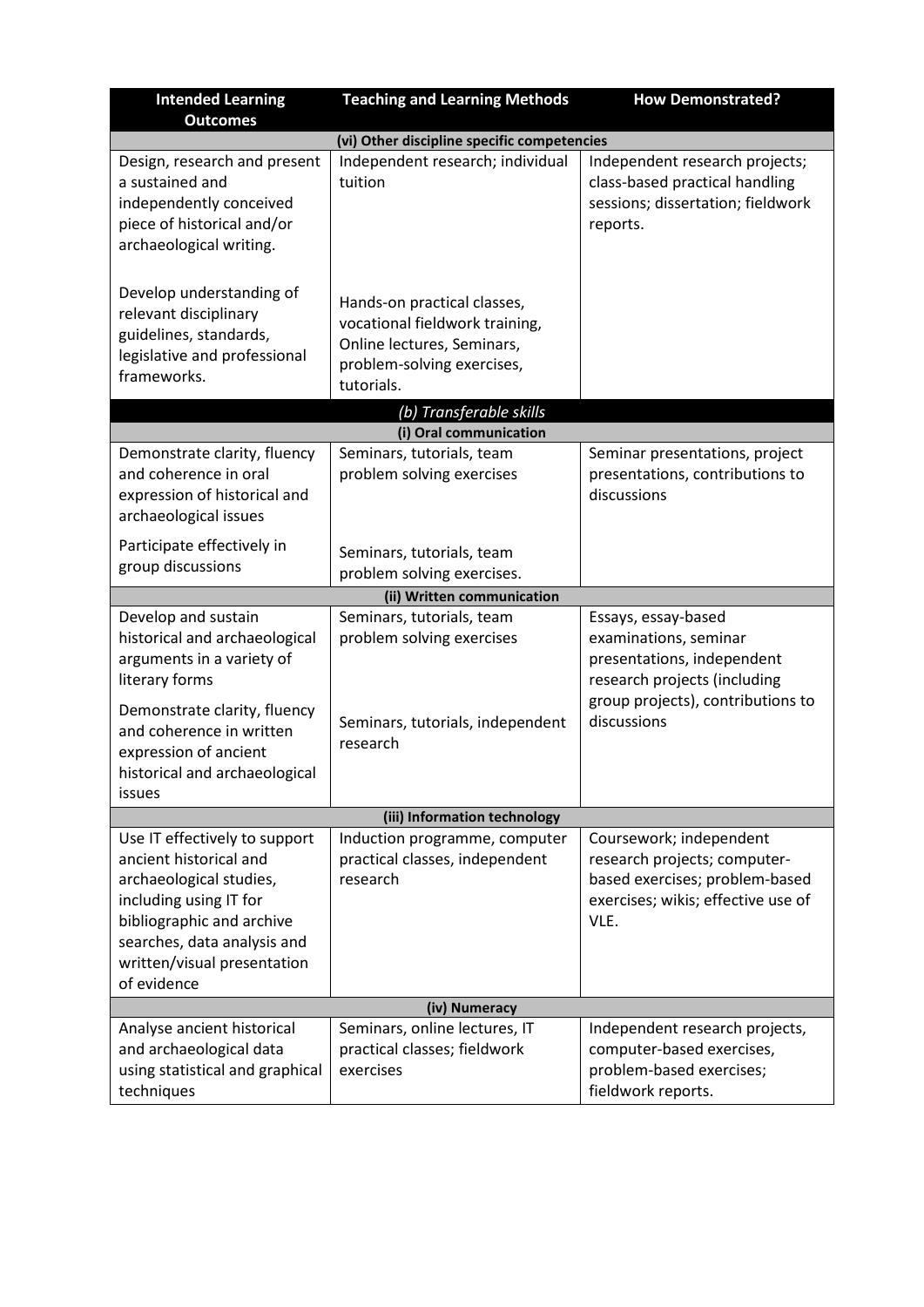| Intended Learning Outcomes | Teaching and Learning Methods | How Demonstrated? |
| --- | --- | --- |
| **(vi) Other discipline specific competencies** | | |
| Design, research and present a sustained and independently conceived piece of historical and/or archaeological writing. | Independent research; individual tuition | Independent research projects; class-based practical handling sessions; dissertation; fieldwork reports. |
| Develop understanding of relevant disciplinary guidelines, standards, legislative and professional frameworks. | Hands-on practical classes, vocational fieldwork training, Online lectures, Seminars, problem-solving exercises, tutorials. | |
| ***(b) Transferable skills*** | | |
| **(i) Oral communication** | | |
| Demonstrate clarity, fluency and coherence in oral expression of historical and archaeological issues | Seminars, tutorials, team problem solving exercises | Seminar presentations, project presentations, contributions to discussions |
| Participate effectively in group discussions | Seminars, tutorials, team problem solving exercises. | |
| **(ii) Written communication** | | |
| Develop and sustain historical and archaeological arguments in a variety of literary forms | Seminars, tutorials, team problem solving exercises | Essays, essay-based examinations, seminar presentations, independent research projects (including group projects), contributions to discussions |
| Demonstrate clarity, fluency and coherence in written expression of ancient historical and archaeological issues | Seminars, tutorials, independent research | |
| **(iii) Information technology** | | |
| Use IT effectively to support ancient historical and archaeological studies, including using IT for bibliographic and archive searches, data analysis and written/visual presentation of evidence | Induction programme, computer practical classes, independent research | Coursework; independent research projects; computer-based exercises; problem-based exercises; wikis; effective use of VLE. |
| **(iv) Numeracy** | | |
| Analyse ancient historical and archaeological data using statistical and graphical techniques | Seminars, online lectures, IT practical classes; fieldwork exercises | Independent research projects, computer-based exercises, problem-based exercises; fieldwork reports. |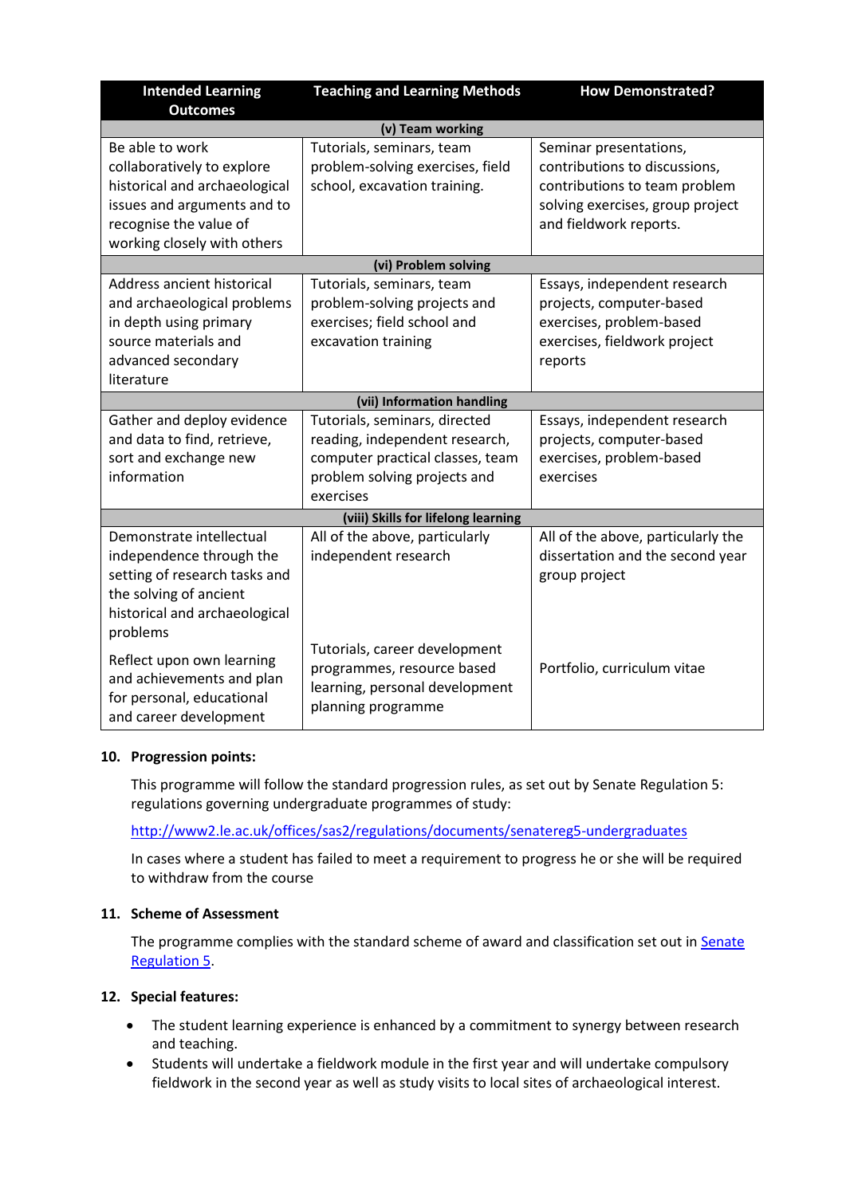| Intended Learning Outcomes | Teaching and Learning Methods | How Demonstrated? |
|---|---|---|
| **(v) Team working** | | |
| Be able to work collaboratively to explore historical and archaeological issues and arguments and to recognise the value of working closely with others | Tutorials, seminars, team problem-solving exercises, field school, excavation training. | Seminar presentations, contributions to discussions, contributions to team problem solving exercises, group project and fieldwork reports. |
| **(vi) Problem solving** | | |
| Address ancient historical and archaeological problems in depth using primary source materials and advanced secondary literature | Tutorials, seminars, team problem-solving projects and exercises; field school and excavation training | Essays, independent research projects, computer-based exercises, problem-based exercises, fieldwork project reports |
| **(vii) Information handling** | | |
| Gather and deploy evidence and data to find, retrieve, sort and exchange new information | Tutorials, seminars, directed reading, independent research, computer practical classes, team problem solving projects and exercises | Essays, independent research projects, computer-based exercises, problem-based exercises |
| **(viii) Skills for lifelong learning** | | |
| Demonstrate intellectual independence through the setting of research tasks and the solving of ancient historical and archaeological problems | All of the above, particularly independent research | All of the above, particularly the dissertation and the second year group project |
| Reflect upon own learning and achievements and plan for personal, educational and career development | Tutorials, career development programmes, resource based learning, personal development planning programme | Portfolio, curriculum vitae |

**10. Progression points:**

This programme will follow the standard progression rules, as set out by Senate Regulation 5: regulations governing undergraduate programmes of study:

http://www2.le.ac.uk/offices/sas2/regulations/documents/senatereg5-undergraduates

In cases where a student has failed to meet a requirement to progress he or she will be required to withdraw from the course

**11. Scheme of Assessment**

The programme complies with the standard scheme of award and classification set out in Senate Regulation 5.

**12. Special features:**

- The student learning experience is enhanced by a commitment to synergy between research and teaching.
- Students will undertake a fieldwork module in the first year and will undertake compulsory fieldwork in the second year as well as study visits to local sites of archaeological interest.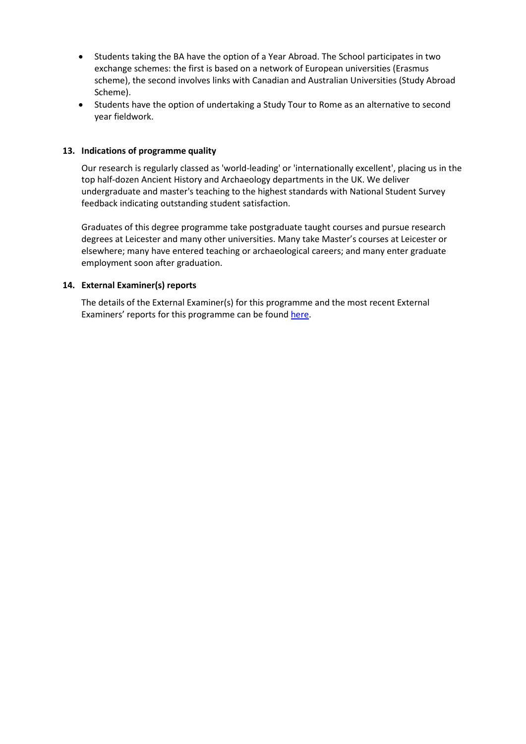- Students taking the BA have the option of a Year Abroad. The School participates in two exchange schemes: the first is based on a network of European universities (Erasmus scheme), the second involves links with Canadian and Australian Universities (Study Abroad Scheme).
- Students have the option of undertaking a Study Tour to Rome as an alternative to second year fieldwork.

#### 13. Indications of programme quality

Our research is regularly classed as 'world-leading' or 'internationally excellent', placing us in the top half-dozen Ancient History and Archaeology departments in the UK. We deliver undergraduate and master's teaching to the highest standards with National Student Survey feedback indicating outstanding student satisfaction.

Graduates of this degree programme take postgraduate taught courses and pursue research degrees at Leicester and many other universities. Many take Master's courses at Leicester or elsewhere; many have entered teaching or archaeological careers; and many enter graduate employment soon after graduation.

#### 14. External Examiner(s) reports

The details of the External Examiner(s) for this programme and the most recent External Examiners' reports for this programme can be found here.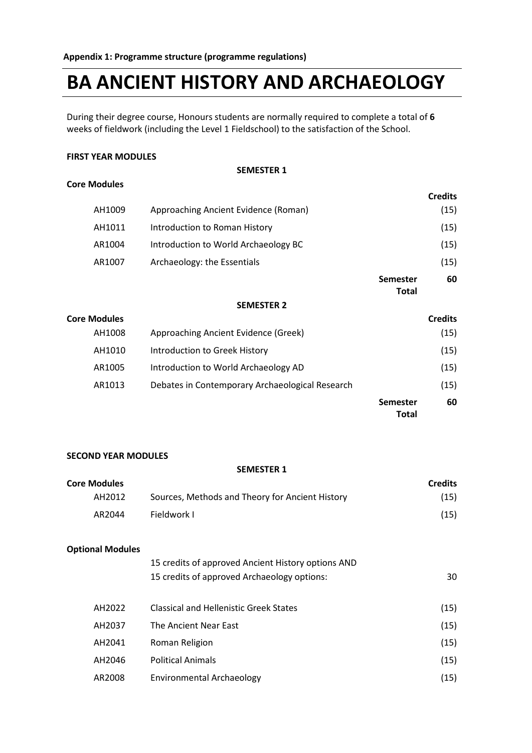**Appendix 1: Programme structure (programme regulations)**

# BA ANCIENT HISTORY AND ARCHAEOLOGY

During their degree course, Honours students are normally required to complete a total of **6** weeks of fieldwork (including the Level 1 Fieldschool) to the satisfaction of the School.

**FIRST YEAR MODULES**

**SEMESTER 1**

**Core Modules**

| | | | Credits |
|---|---|---|---|
| AH1009 | Approaching Ancient Evidence (Roman) | | (15) |
| AH1011 | Introduction to Roman History | | (15) |
| AR1004 | Introduction to World Archaeology BC | | (15) |
| AR1007 | Archaeology: the Essentials | | (15) |
| | | **Semester Total** | **60** |

**SEMESTER 2**

**Core Modules**

| | | | Credits |
|---|---|---|---|
| AH1008 | Approaching Ancient Evidence (Greek) | | (15) |
| AH1010 | Introduction to Greek History | | (15) |
| AR1005 | Introduction to World Archaeology AD | | (15) |
| AR1013 | Debates in Contemporary Archaeological Research | | (15) |
| | | **Semester Total** | **60** |

**SECOND YEAR MODULES**

**SEMESTER 1**

**Core Modules**

| | | Credits |
|---|---|---|
| AH2012 | Sources, Methods and Theory for Ancient History | (15) |
| AR2044 | Fieldwork I | (15) |

**Optional Modules**

15 credits of approved Ancient History options AND
15 credits of approved Archaeology options: 30

| | | |
|---|---|---|
| AH2022 | Classical and Hellenistic Greek States | (15) |
| AH2037 | The Ancient Near East | (15) |
| AH2041 | Roman Religion | (15) |
| AH2046 | Political Animals | (15) |
| AR2008 | Environmental Archaeology | (15) |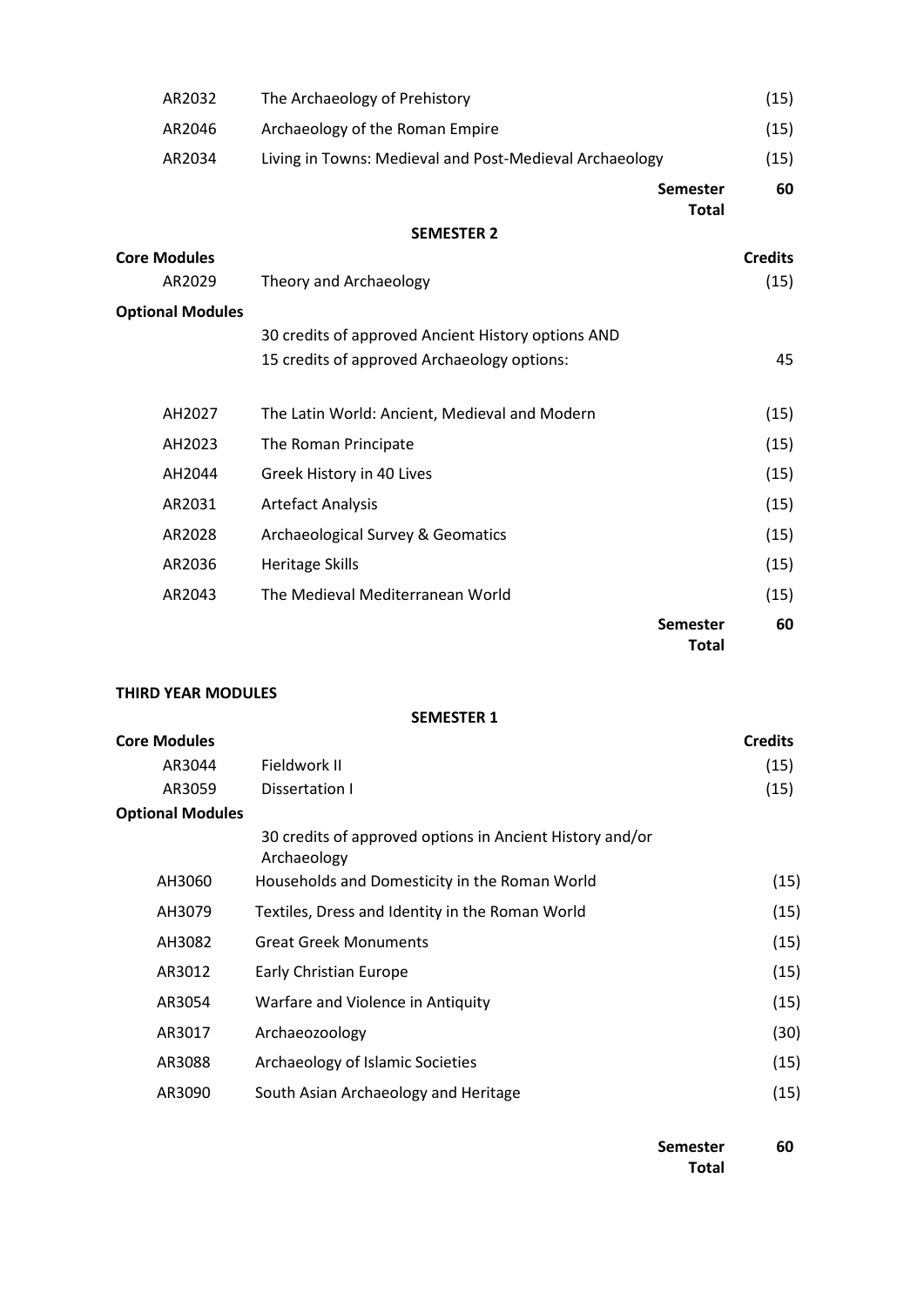| | | |
|---|---|---|
| AR2032 | The Archaeology of Prehistory | (15) |
| AR2046 | Archaeology of the Roman Empire | (15) |
| AR2034 | Living in Towns: Medieval and Post-Medieval Archaeology | (15) |
| | **Semester Total** | **60** |

**SEMESTER 2**

| **Core Modules** | | **Credits** |
|---|---|---|
| AR2029 | Theory and Archaeology | (15) |
| **Optional Modules** | | |
| | 30 credits of approved Ancient History options AND 15 credits of approved Archaeology options: | 45 |
| AH2027 | The Latin World: Ancient, Medieval and Modern | (15) |
| AH2023 | The Roman Principate | (15) |
| AH2044 | Greek History in 40 Lives | (15) |
| AR2031 | Artefact Analysis | (15) |
| AR2028 | Archaeological Survey & Geomatics | (15) |
| AR2036 | Heritage Skills | (15) |
| AR2043 | The Medieval Mediterranean World | (15) |
| | **Semester Total** | **60** |

**THIRD YEAR MODULES**

**SEMESTER 1**

| **Core Modules** | | **Credits** |
|---|---|---|
| AR3044 | Fieldwork II | (15) |
| AR3059 | Dissertation I | (15) |
| **Optional Modules** | | |
| | 30 credits of approved options in Ancient History and/or Archaeology | |
| AH3060 | Households and Domesticity in the Roman World | (15) |
| AH3079 | Textiles, Dress and Identity in the Roman World | (15) |
| AH3082 | Great Greek Monuments | (15) |
| AR3012 | Early Christian Europe | (15) |
| AR3054 | Warfare and Violence in Antiquity | (15) |
| AR3017 | Archaeozoology | (30) |
| AR3088 | Archaeology of Islamic Societies | (15) |
| AR3090 | South Asian Archaeology and Heritage | (15) |
| | **Semester Total** | **60** |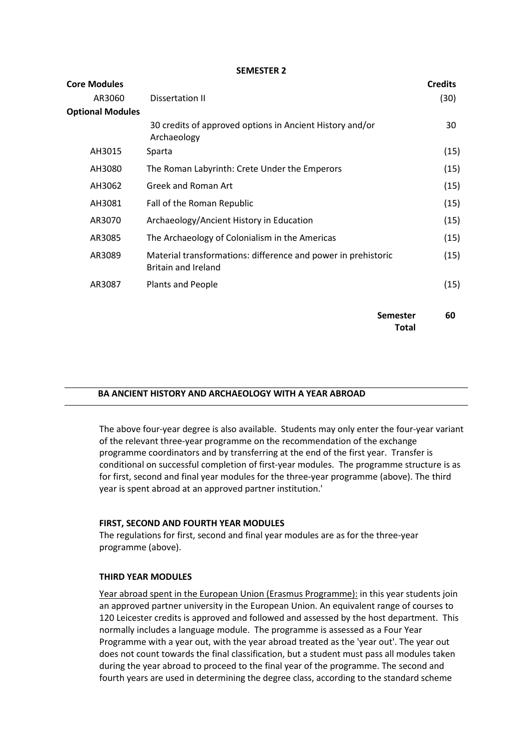**SEMESTER 2**

| | | Credits |
|---|---|---|
| **Core Modules** | | |
| AR3060 | Dissertation II | (30) |
| **Optional Modules** | | |
| | 30 credits of approved options in Ancient History and/or Archaeology | 30 |
| AH3015 | Sparta | (15) |
| AH3080 | The Roman Labyrinth: Crete Under the Emperors | (15) |
| AH3062 | Greek and Roman Art | (15) |
| AH3081 | Fall of the Roman Republic | (15) |
| AR3070 | Archaeology/Ancient History in Education | (15) |
| AR3085 | The Archaeology of Colonialism in the Americas | (15) |
| AR3089 | Material transformations: difference and power in prehistoric Britain and Ireland | (15) |
| AR3087 | Plants and People | (15) |
| | **Semester Total** | **60** |

## BA ANCIENT HISTORY AND ARCHAEOLOGY WITH A YEAR ABROAD

The above four-year degree is also available. Students may only enter the four-year variant of the relevant three-year programme on the recommendation of the exchange programme coordinators and by transferring at the end of the first year. Transfer is conditional on successful completion of first-year modules. The programme structure is as for first, second and final year modules for the three-year programme (above). The third year is spent abroad at an approved partner institution.'

### FIRST, SECOND AND FOURTH YEAR MODULES

The regulations for first, second and final year modules are as for the three-year programme (above).

### THIRD YEAR MODULES

Year abroad spent in the European Union (Erasmus Programme): in this year students join an approved partner university in the European Union. An equivalent range of courses to 120 Leicester credits is approved and followed and assessed by the host department. This normally includes a language module. The programme is assessed as a Four Year Programme with a year out, with the year abroad treated as the 'year out'. The year out does not count towards the final classification, but a student must pass all modules taken during the year abroad to proceed to the final year of the programme. The second and fourth years are used in determining the degree class, according to the standard scheme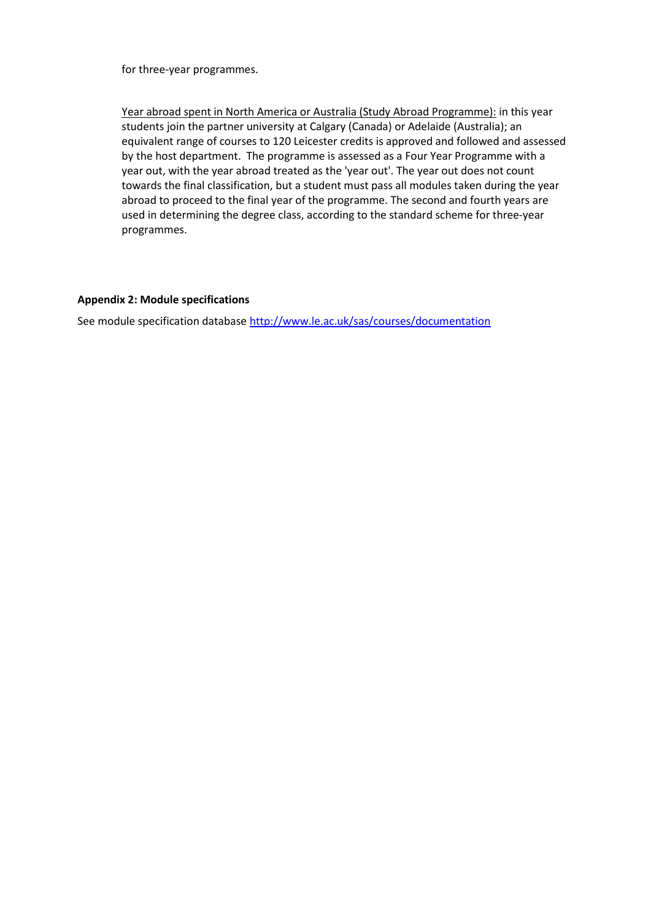for three-year programmes.

Year abroad spent in North America or Australia (Study Abroad Programme): in this year students join the partner university at Calgary (Canada) or Adelaide (Australia); an equivalent range of courses to 120 Leicester credits is approved and followed and assessed by the host department. The programme is assessed as a Four Year Programme with a year out, with the year abroad treated as the 'year out'. The year out does not count towards the final classification, but a student must pass all modules taken during the year abroad to proceed to the final year of the programme. The second and fourth years are used in determining the degree class, according to the standard scheme for three-year programmes.

**Appendix 2: Module specifications**

See module specification database [http://www.le.ac.uk/sas/courses/documentation](http://www.le.ac.uk/sas/courses/documentation)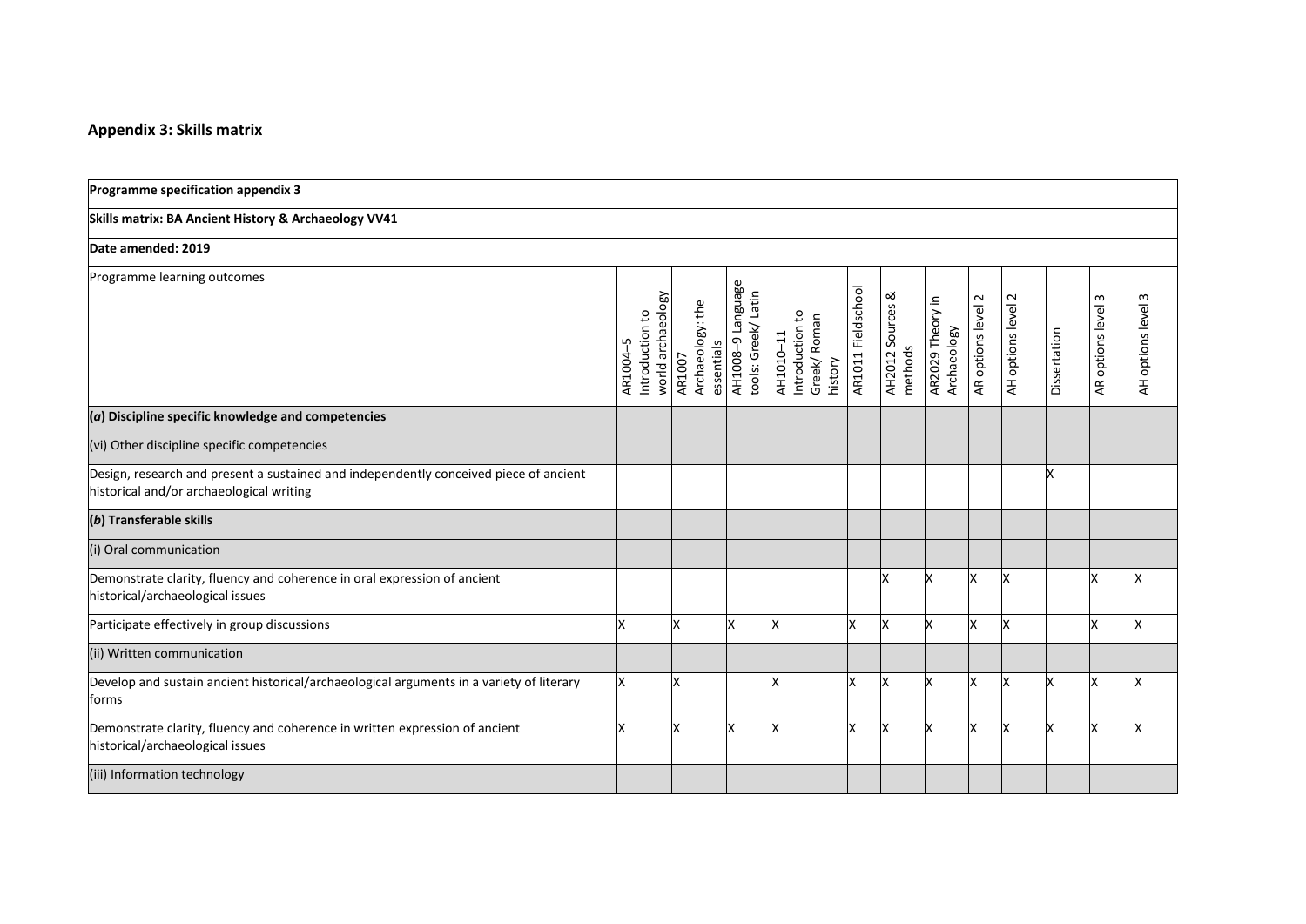## Appendix 3: Skills matrix

| Programme specification appendix 3 | | | | | | | | | | | | | |
|---|---|---|---|---|---|---|---|---|---|---|---|---|---|
| **Skills matrix: BA Ancient History & Archaeology VV41** | | | | | | | | | | | | | |
| **Date amended: 2019** | | | | | | | | | | | | | |
| Programme learning outcomes | AR1004–5 Introduction to world archaeology | AR1007 Archaeology: the essentials | AH1008–9 Language tools: Greek/ Latin | AH1010–11 Introduction to Greek/ Roman history | AR1011 Fieldschool | AH2012 Sources & methods | AR2029 Theory in Archaeology | AR options level 2 | AH options level 2 | Dissertation | AR options level 3 | AH options level 3 |
| **(*a*) Discipline specific knowledge and competencies** | | | | | | | | | | | | |
| (vi) Other discipline specific competencies | | | | | | | | | | | | |
| Design, research and present a sustained and independently conceived piece of ancient historical and/or archaeological writing | | | | | | | | | | X | | |
| **(*b*) Transferable skills** | | | | | | | | | | | | |
| (i) Oral communication | | | | | | | | | | | | |
| Demonstrate clarity, fluency and coherence in oral expression of ancient historical/archaeological issues | | | | | | X | X | X | X | | X | X |
| Participate effectively in group discussions | X | X | X | X | X | X | X | X | X | | X | X |
| (ii) Written communication | | | | | | | | | | | | |
| Develop and sustain ancient historical/archaeological arguments in a variety of literary forms | X | X | | X | X | X | X | X | X | X | X | X |
| Demonstrate clarity, fluency and coherence in written expression of ancient historical/archaeological issues | X | X | X | X | X | X | X | X | X | X | X | X |
| (iii) Information technology | | | | | | | | | | | | |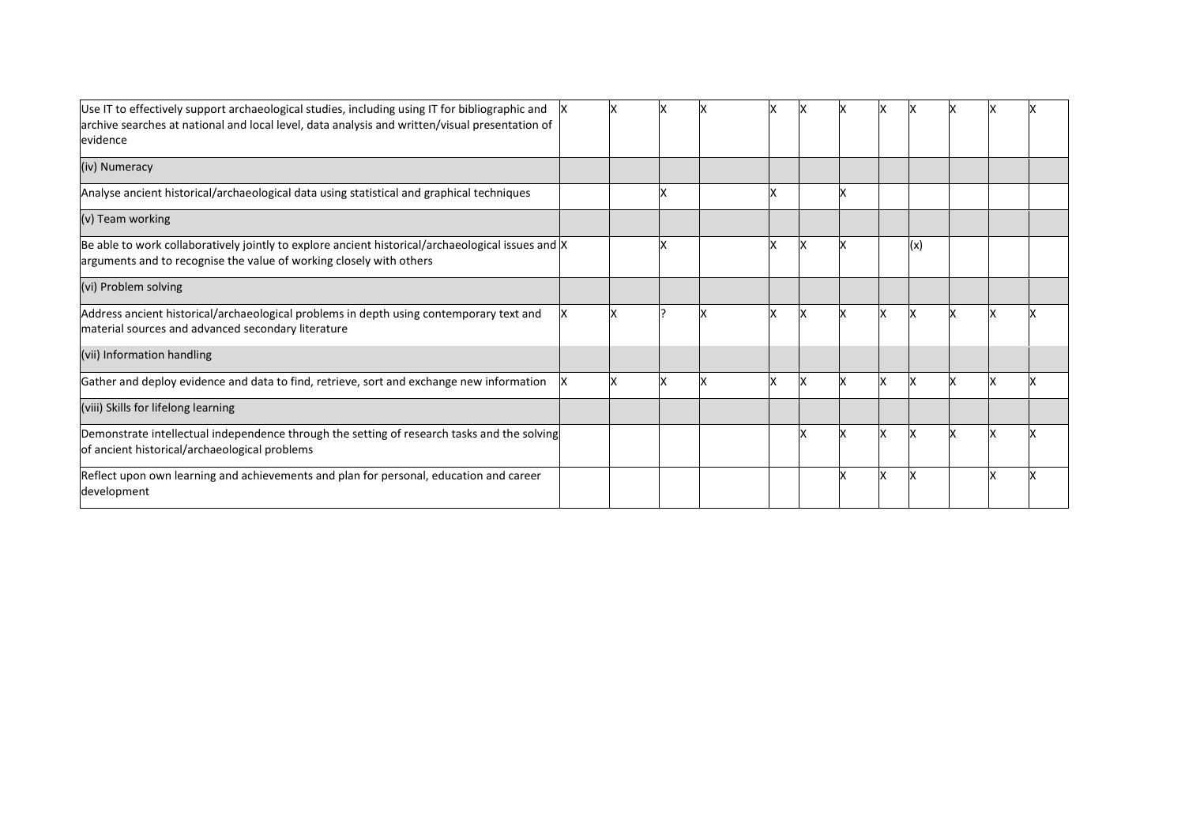| | | | | | | | | | | | | |
|---|---|---|---|---|---|---|---|---|---|---|---|---|
| Use IT to effectively support archaeological studies, including using IT for bibliographic and archive searches at national and local level, data analysis and written/visual presentation of evidence | X | X | X | X | X | X | X | X | X | X | X | X |
| (iv) Numeracy | | | | | | | | | | | | |
| Analyse ancient historical/archaeological data using statistical and graphical techniques | | | X | | X | | X | | | | | |
| (v) Team working | | | | | | | | | | | | |
| Be able to work collaboratively jointly to explore ancient historical/archaeological issues and arguments and to recognise the value of working closely with others | X | | X | | X | X | X | | (x) | | | |
| (vi) Problem solving | | | | | | | | | | | | |
| Address ancient historical/archaeological problems in depth using contemporary text and material sources and advanced secondary literature | X | X | ? | X | X | X | X | X | X | X | X | X |
| (vii) Information handling | | | | | | | | | | | | |
| Gather and deploy evidence and data to find, retrieve, sort and exchange new information | X | X | X | X | X | X | X | X | X | X | X | X |
| (viii) Skills for lifelong learning | | | | | | | | | | | | |
| Demonstrate intellectual independence through the setting of research tasks and the solving of ancient historical/archaeological problems | | | | | | X | X | X | X | X | X | X |
| Reflect upon own learning and achievements and plan for personal, education and career development | | | | | | | X | X | X | | X | X |